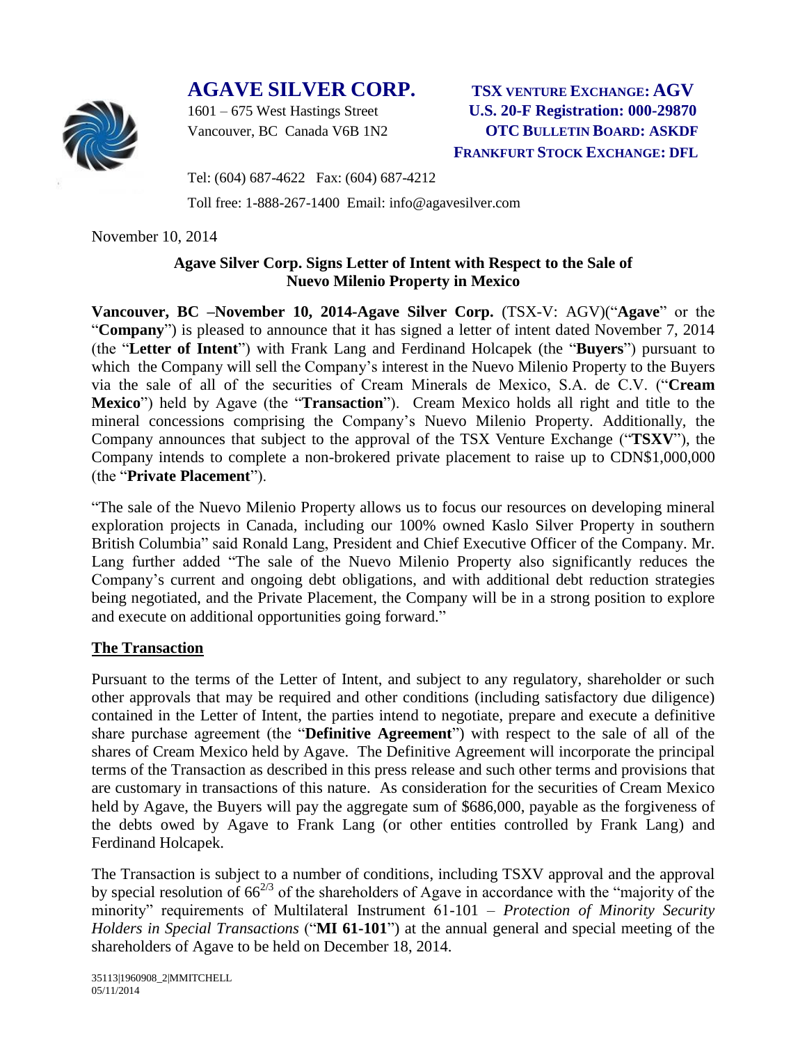# AGAVE SILVER CORP.

1601 – 675 West Hastings Street
Vancouver, BC Canada V6B 1N2

**TSX VENTURE EXCHANGE: AGV**
**U.S. 20-F Registration: 000-29870**
**OTC BULLETIN BOARD: ASKDF**
**FRANKFURT STOCK EXCHANGE: DFL**

Tel: (604) 687-4622 Fax: (604) 687-4212
Toll free: 1-888-267-1400 Email: info@agavesilver.com

November 10, 2014

**Agave Silver Corp. Signs Letter of Intent with Respect to the Sale of Nuevo Milenio Property in Mexico**

**Vancouver, BC –November 10, 2014-Agave Silver Corp.** (TSX-V: AGV)("**Agave**" or the "**Company**") is pleased to announce that it has signed a letter of intent dated November 7, 2014 (the "**Letter of Intent**") with Frank Lang and Ferdinand Holcapek (the "**Buyers**") pursuant to which the Company will sell the Company's interest in the Nuevo Milenio Property to the Buyers via the sale of all of the securities of Cream Minerals de Mexico, S.A. de C.V. ("**Cream Mexico**") held by Agave (the "**Transaction**"). Cream Mexico holds all right and title to the mineral concessions comprising the Company's Nuevo Milenio Property. Additionally, the Company announces that subject to the approval of the TSX Venture Exchange ("**TSXV**"), the Company intends to complete a non-brokered private placement to raise up to CDN$1,000,000 (the "**Private Placement**").

"The sale of the Nuevo Milenio Property allows us to focus our resources on developing mineral exploration projects in Canada, including our 100% owned Kaslo Silver Property in southern British Columbia" said Ronald Lang, President and Chief Executive Officer of the Company. Mr. Lang further added "The sale of the Nuevo Milenio Property also significantly reduces the Company's current and ongoing debt obligations, and with additional debt reduction strategies being negotiated, and the Private Placement, the Company will be in a strong position to explore and execute on additional opportunities going forward."

## The Transaction

Pursuant to the terms of the Letter of Intent, and subject to any regulatory, shareholder or such other approvals that may be required and other conditions (including satisfactory due diligence) contained in the Letter of Intent, the parties intend to negotiate, prepare and execute a definitive share purchase agreement (the "**Definitive Agreement**") with respect to the sale of all of the shares of Cream Mexico held by Agave. The Definitive Agreement will incorporate the principal terms of the Transaction as described in this press release and such other terms and provisions that are customary in transactions of this nature. As consideration for the securities of Cream Mexico held by Agave, the Buyers will pay the aggregate sum of $686,000, payable as the forgiveness of the debts owed by Agave to Frank Lang (or other entities controlled by Frank Lang) and Ferdinand Holcapek.

The Transaction is subject to a number of conditions, including TSXV approval and the approval by special resolution of $66^{2/3}$ of the shareholders of Agave in accordance with the "majority of the minority" requirements of Multilateral Instrument 61-101 – *Protection of Minority Security Holders in Special Transactions* ("**MI 61-101**") at the annual general and special meeting of the shareholders of Agave to be held on December 18, 2014.

35113|1960908_2|MMITCHELL
05/11/2014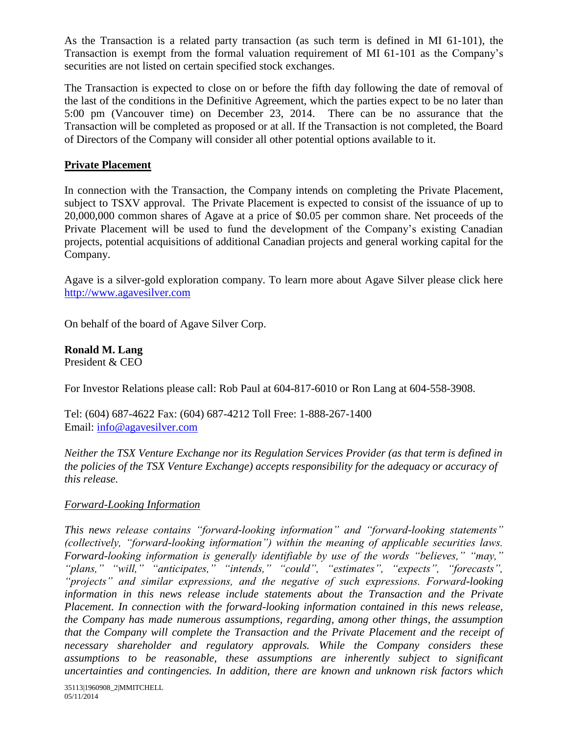As the Transaction is a related party transaction (as such term is defined in MI 61-101), the Transaction is exempt from the formal valuation requirement of MI 61-101 as the Company's securities are not listed on certain specified stock exchanges.

The Transaction is expected to close on or before the fifth day following the date of removal of the last of the conditions in the Definitive Agreement, which the parties expect to be no later than 5:00 pm (Vancouver time) on December 23, 2014. There can be no assurance that the Transaction will be completed as proposed or at all. If the Transaction is not completed, the Board of Directors of the Company will consider all other potential options available to it.

## Private Placement

In connection with the Transaction, the Company intends on completing the Private Placement, subject to TSXV approval. The Private Placement is expected to consist of the issuance of up to 20,000,000 common shares of Agave at a price of $0.05 per common share. Net proceeds of the Private Placement will be used to fund the development of the Company's existing Canadian projects, potential acquisitions of additional Canadian projects and general working capital for the Company.

Agave is a silver-gold exploration company. To learn more about Agave Silver please click here http://www.agavesilver.com

On behalf of the board of Agave Silver Corp.

**Ronald M. Lang**
President & CEO

For Investor Relations please call: Rob Paul at 604-817-6010 or Ron Lang at 604-558-3908.

Tel: (604) 687-4622 Fax: (604) 687-4212 Toll Free: 1-888-267-1400
Email: info@agavesilver.com

*Neither the TSX Venture Exchange nor its Regulation Services Provider (as that term is defined in the policies of the TSX Venture Exchange) accepts responsibility for the adequacy or accuracy of this release.*

*Forward-Looking Information*

*This news release contains "forward-looking information" and "forward-looking statements" (collectively, "forward-looking information") within the meaning of applicable securities laws. Forward-looking information is generally identifiable by use of the words "believes," "may," "plans," "will," "anticipates," "intends," "could", "estimates", "expects", "forecasts", "projects" and similar expressions, and the negative of such expressions. Forward-looking information in this news release include statements about the Transaction and the Private Placement. In connection with the forward-looking information contained in this news release, the Company has made numerous assumptions, regarding, among other things, the assumption that the Company will complete the Transaction and the Private Placement and the receipt of necessary shareholder and regulatory approvals. While the Company considers these assumptions to be reasonable, these assumptions are inherently subject to significant uncertainties and contingencies. In addition, there are known and unknown risk factors which*

35113|1960908_2|MMITCHELL
05/11/2014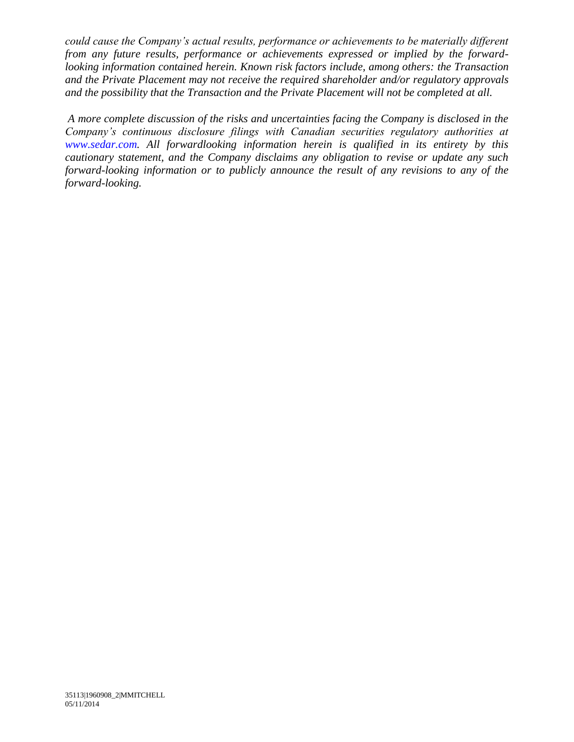*could cause the Company's actual results, performance or achievements to be materially different from any future results, performance or achievements expressed or implied by the forward-looking information contained herein. Known risk factors include, among others: the Transaction and the Private Placement may not receive the required shareholder and/or regulatory approvals and the possibility that the Transaction and the Private Placement will not be completed at all.*

*A more complete discussion of the risks and uncertainties facing the Company is disclosed in the Company's continuous disclosure filings with Canadian securities regulatory authorities at www.sedar.com. All forwardlooking information herein is qualified in its entirety by this cautionary statement, and the Company disclaims any obligation to revise or update any such forward-looking information or to publicly announce the result of any revisions to any of the forward-looking.*

35113|1960908_2|MMITCHELL
05/11/2014